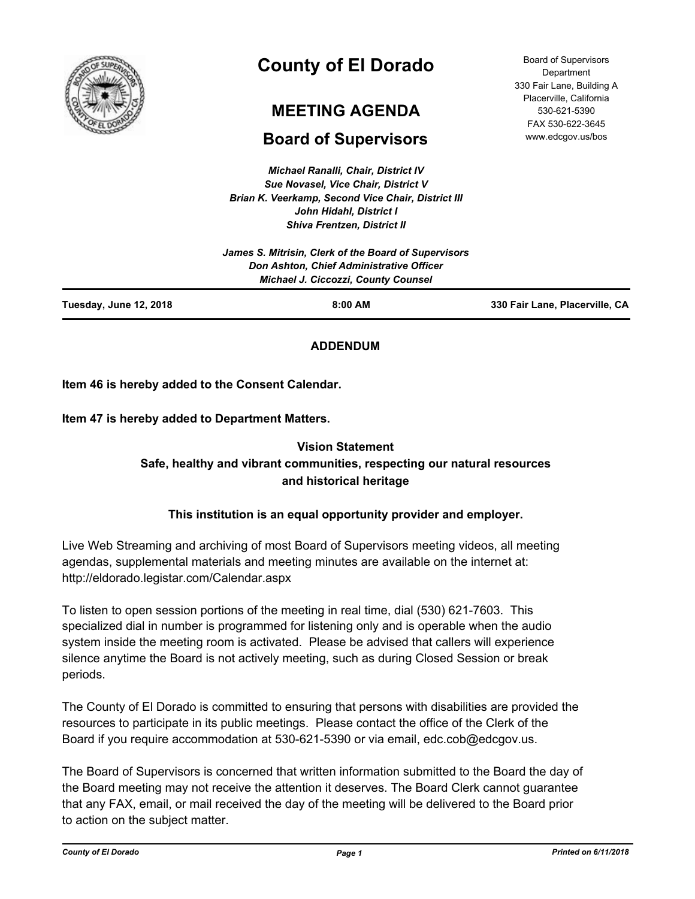# County of El Dorado

## MEETING AGENDA

## Board of Supervisors

Board of Supervisors Department
330 Fair Lane, Building A
Placerville, California
530-621-5390
FAX 530-622-3645
www.edcgov.us/bos

*Michael Ranalli, Chair, District IV*
*Sue Novasel, Vice Chair, District V*
*Brian K. Veerkamp, Second Vice Chair, District III*
*John Hidahl, District I*
*Shiva Frentzen, District II*

*James S. Mitrisin, Clerk of the Board of Supervisors*
*Don Ashton, Chief Administrative Officer*
*Michael J. Ciccozzi, County Counsel*

**Tuesday, June 12, 2018** | **8:00 AM** | **330 Fair Lane, Placerville, CA**

**ADDENDUM**

**Item 46 is hereby added to the Consent Calendar.**

**Item 47 is hereby added to Department Matters.**

**Vision Statement**
**Safe, healthy and vibrant communities, respecting our natural resources and historical heritage**

**This institution is an equal opportunity provider and employer.**

Live Web Streaming and archiving of most Board of Supervisors meeting videos, all meeting agendas, supplemental materials and meeting minutes are available on the internet at: http://eldorado.legistar.com/Calendar.aspx

To listen to open session portions of the meeting in real time, dial (530) 621-7603. This specialized dial in number is programmed for listening only and is operable when the audio system inside the meeting room is activated. Please be advised that callers will experience silence anytime the Board is not actively meeting, such as during Closed Session or break periods.

The County of El Dorado is committed to ensuring that persons with disabilities are provided the resources to participate in its public meetings. Please contact the office of the Clerk of the Board if you require accommodation at 530-621-5390 or via email, edc.cob@edcgov.us.

The Board of Supervisors is concerned that written information submitted to the Board the day of the Board meeting may not receive the attention it deserves. The Board Clerk cannot guarantee that any FAX, email, or mail received the day of the meeting will be delivered to the Board prior to action on the subject matter.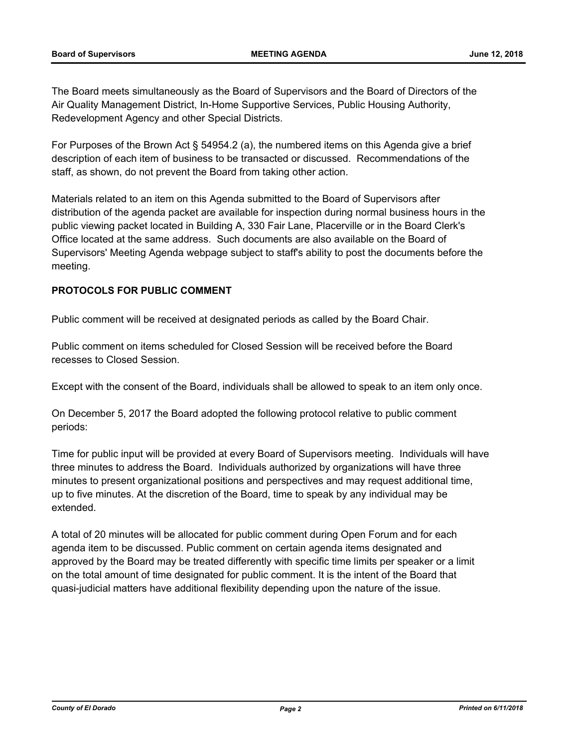The Board meets simultaneously as the Board of Supervisors and the Board of Directors of the Air Quality Management District, In-Home Supportive Services, Public Housing Authority, Redevelopment Agency and other Special Districts.

For Purposes of the Brown Act § 54954.2 (a), the numbered items on this Agenda give a brief description of each item of business to be transacted or discussed. Recommendations of the staff, as shown, do not prevent the Board from taking other action.

Materials related to an item on this Agenda submitted to the Board of Supervisors after distribution of the agenda packet are available for inspection during normal business hours in the public viewing packet located in Building A, 330 Fair Lane, Placerville or in the Board Clerk's Office located at the same address. Such documents are also available on the Board of Supervisors' Meeting Agenda webpage subject to staff's ability to post the documents before the meeting.

**PROTOCOLS FOR PUBLIC COMMENT**

Public comment will be received at designated periods as called by the Board Chair.

Public comment on items scheduled for Closed Session will be received before the Board recesses to Closed Session.

Except with the consent of the Board, individuals shall be allowed to speak to an item only once.

On December 5, 2017 the Board adopted the following protocol relative to public comment periods:

Time for public input will be provided at every Board of Supervisors meeting. Individuals will have three minutes to address the Board. Individuals authorized by organizations will have three minutes to present organizational positions and perspectives and may request additional time, up to five minutes. At the discretion of the Board, time to speak by any individual may be extended.

A total of 20 minutes will be allocated for public comment during Open Forum and for each agenda item to be discussed. Public comment on certain agenda items designated and approved by the Board may be treated differently with specific time limits per speaker or a limit on the total amount of time designated for public comment. It is the intent of the Board that quasi-judicial matters have additional flexibility depending upon the nature of the issue.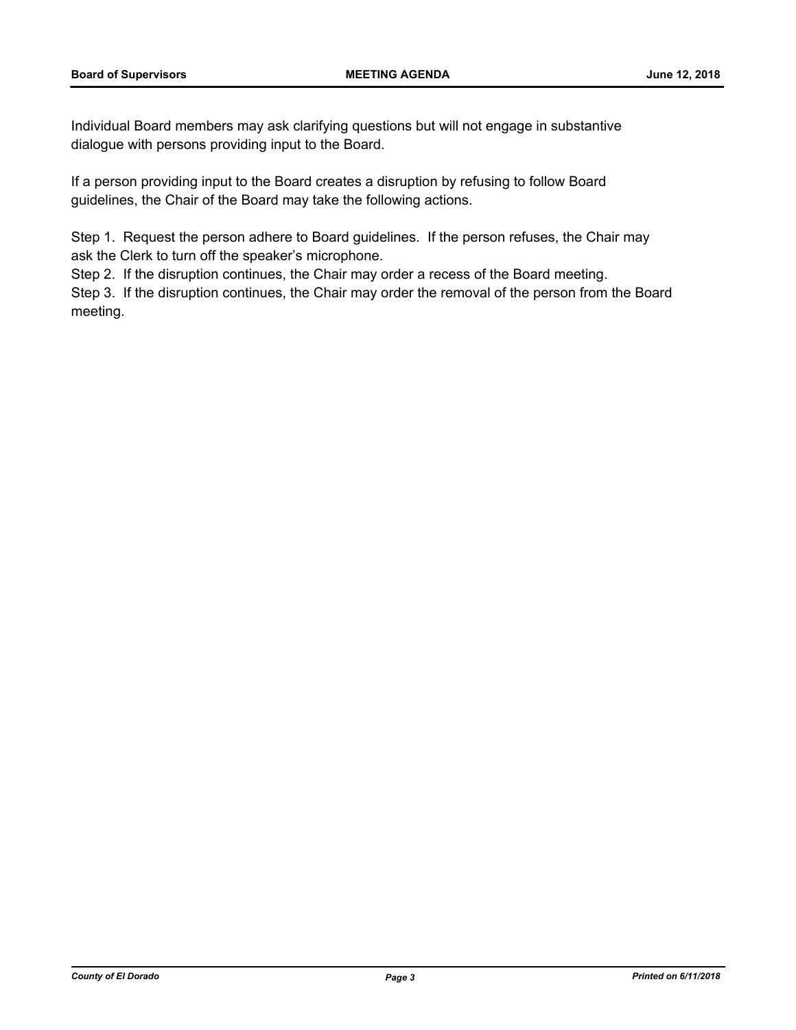Individual Board members may ask clarifying questions but will not engage in substantive dialogue with persons providing input to the Board.

If a person providing input to the Board creates a disruption by refusing to follow Board guidelines, the Chair of the Board may take the following actions.

Step 1. Request the person adhere to Board guidelines. If the person refuses, the Chair may ask the Clerk to turn off the speaker's microphone.
Step 2. If the disruption continues, the Chair may order a recess of the Board meeting.
Step 3. If the disruption continues, the Chair may order the removal of the person from the Board meeting.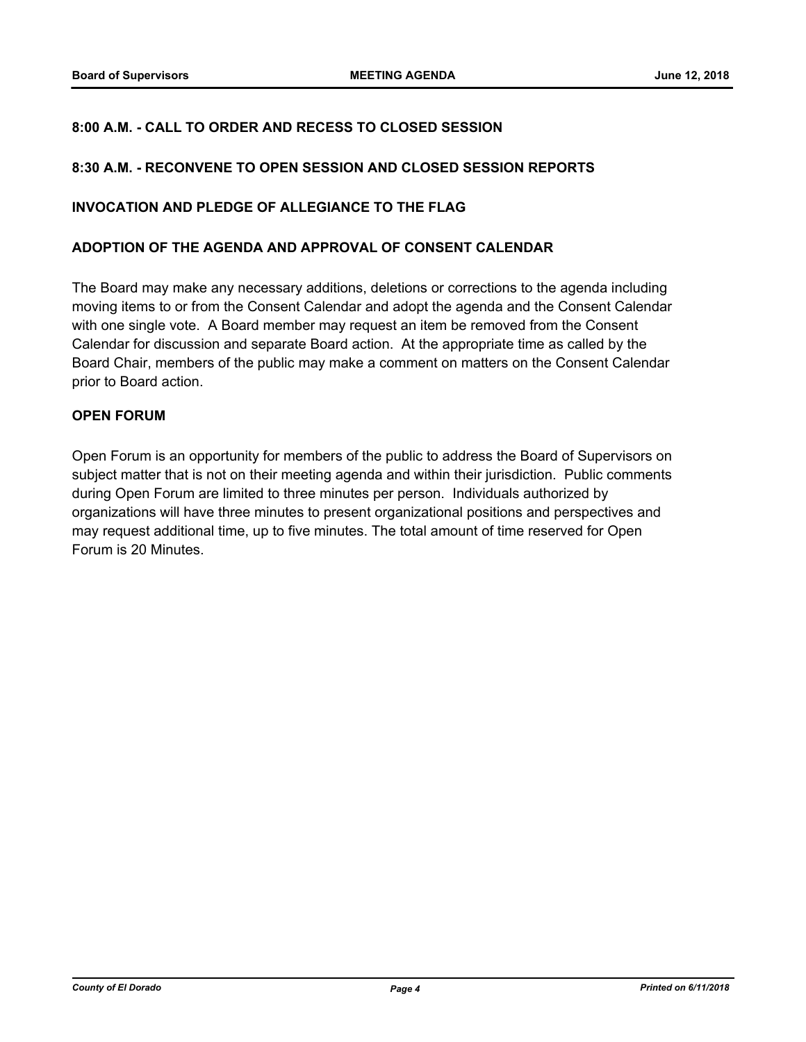**8:00 A.M. - CALL TO ORDER AND RECESS TO CLOSED SESSION**

**8:30 A.M. - RECONVENE TO OPEN SESSION AND CLOSED SESSION REPORTS**

**INVOCATION AND PLEDGE OF ALLEGIANCE TO THE FLAG**

**ADOPTION OF THE AGENDA AND APPROVAL OF CONSENT CALENDAR**

The Board may make any necessary additions, deletions or corrections to the agenda including moving items to or from the Consent Calendar and adopt the agenda and the Consent Calendar with one single vote. A Board member may request an item be removed from the Consent Calendar for discussion and separate Board action. At the appropriate time as called by the Board Chair, members of the public may make a comment on matters on the Consent Calendar prior to Board action.

**OPEN FORUM**

Open Forum is an opportunity for members of the public to address the Board of Supervisors on subject matter that is not on their meeting agenda and within their jurisdiction. Public comments during Open Forum are limited to three minutes per person. Individuals authorized by organizations will have three minutes to present organizational positions and perspectives and may request additional time, up to five minutes. The total amount of time reserved for Open Forum is 20 Minutes.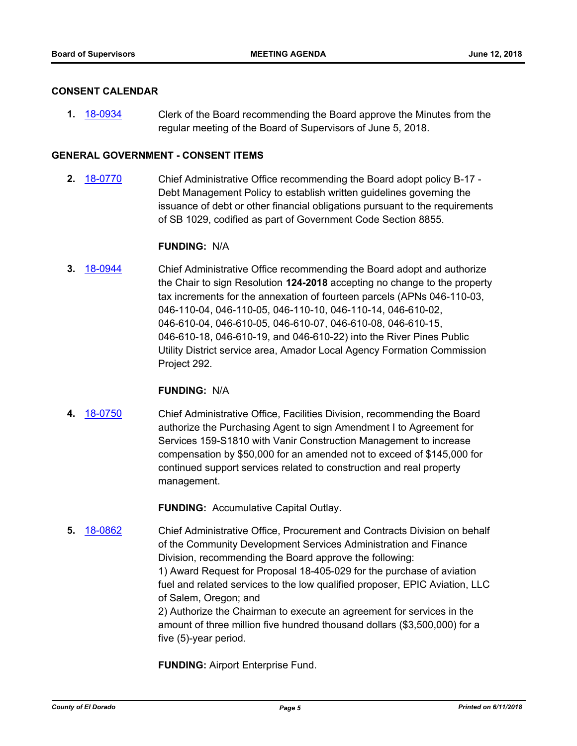## CONSENT CALENDAR

**1.** 18-0934 Clerk of the Board recommending the Board approve the Minutes from the regular meeting of the Board of Supervisors of June 5, 2018.

## GENERAL GOVERNMENT - CONSENT ITEMS

**2.** 18-0770 Chief Administrative Office recommending the Board adopt policy B-17 - Debt Management Policy to establish written guidelines governing the issuance of debt or other financial obligations pursuant to the requirements of SB 1029, codified as part of Government Code Section 8855.

**FUNDING:** N/A

**3.** 18-0944 Chief Administrative Office recommending the Board adopt and authorize the Chair to sign Resolution **124-2018** accepting no change to the property tax increments for the annexation of fourteen parcels (APNs 046-110-03, 046-110-04, 046-110-05, 046-110-10, 046-110-14, 046-610-02, 046-610-04, 046-610-05, 046-610-07, 046-610-08, 046-610-15, 046-610-18, 046-610-19, and 046-610-22) into the River Pines Public Utility District service area, Amador Local Agency Formation Commission Project 292.

**FUNDING:** N/A

**4.** 18-0750 Chief Administrative Office, Facilities Division, recommending the Board authorize the Purchasing Agent to sign Amendment I to Agreement for Services 159-S1810 with Vanir Construction Management to increase compensation by $50,000 for an amended not to exceed of $145,000 for continued support services related to construction and real property management.

**FUNDING:** Accumulative Capital Outlay.

**5.** 18-0862 Chief Administrative Office, Procurement and Contracts Division on behalf of the Community Development Services Administration and Finance Division, recommending the Board approve the following:
1) Award Request for Proposal 18-405-029 for the purchase of aviation fuel and related services to the low qualified proposer, EPIC Aviation, LLC of Salem, Oregon; and
2) Authorize the Chairman to execute an agreement for services in the amount of three million five hundred thousand dollars ($3,500,000) for a five (5)-year period.

**FUNDING:** Airport Enterprise Fund.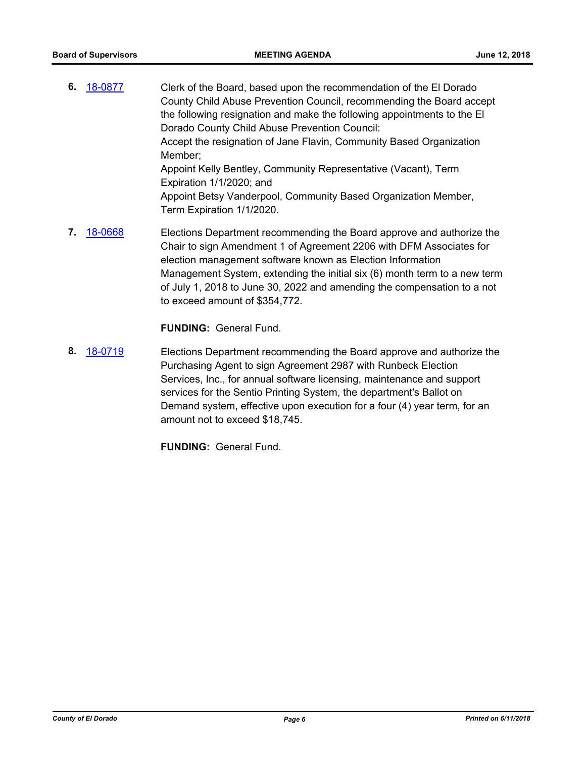6. 18-0877 Clerk of the Board, based upon the recommendation of the El Dorado County Child Abuse Prevention Council, recommending the Board accept the following resignation and make the following appointments to the El Dorado County Child Abuse Prevention Council:
Accept the resignation of Jane Flavin, Community Based Organization Member;
Appoint Kelly Bentley, Community Representative (Vacant), Term Expiration 1/1/2020; and
Appoint Betsy Vanderpool, Community Based Organization Member, Term Expiration 1/1/2020.

7. 18-0668 Elections Department recommending the Board approve and authorize the Chair to sign Amendment 1 of Agreement 2206 with DFM Associates for election management software known as Election Information Management System, extending the initial six (6) month term to a new term of July 1, 2018 to June 30, 2022 and amending the compensation to a not to exceed amount of $354,772.

**FUNDING:** General Fund.

8. 18-0719 Elections Department recommending the Board approve and authorize the Purchasing Agent to sign Agreement 2987 with Runbeck Election Services, Inc., for annual software licensing, maintenance and support services for the Sentio Printing System, the department's Ballot on Demand system, effective upon execution for a four (4) year term, for an amount not to exceed $18,745.

**FUNDING:** General Fund.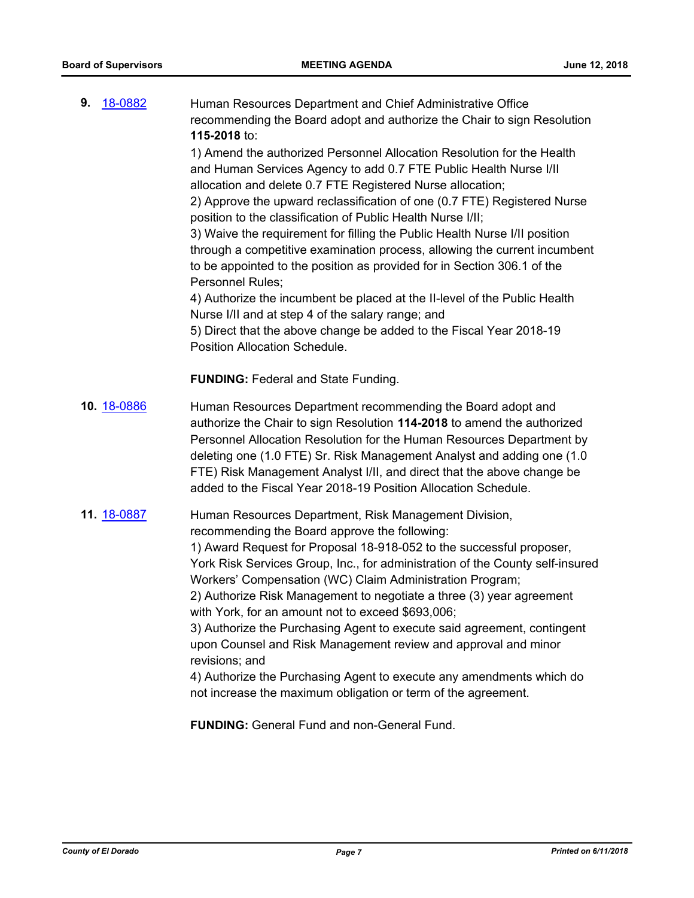**9.** 18-0882

Human Resources Department and Chief Administrative Office recommending the Board adopt and authorize the Chair to sign Resolution **115-2018** to:

1) Amend the authorized Personnel Allocation Resolution for the Health and Human Services Agency to add 0.7 FTE Public Health Nurse I/II allocation and delete 0.7 FTE Registered Nurse allocation;
2) Approve the upward reclassification of one (0.7 FTE) Registered Nurse position to the classification of Public Health Nurse I/II;
3) Waive the requirement for filling the Public Health Nurse I/II position through a competitive examination process, allowing the current incumbent to be appointed to the position as provided for in Section 306.1 of the Personnel Rules;
4) Authorize the incumbent be placed at the II-level of the Public Health Nurse I/II and at step 4 of the salary range; and
5) Direct that the above change be added to the Fiscal Year 2018-19 Position Allocation Schedule.

**FUNDING:** Federal and State Funding.

**10.** 18-0886

Human Resources Department recommending the Board adopt and authorize the Chair to sign Resolution **114-2018** to amend the authorized Personnel Allocation Resolution for the Human Resources Department by deleting one (1.0 FTE) Sr. Risk Management Analyst and adding one (1.0 FTE) Risk Management Analyst I/II, and direct that the above change be added to the Fiscal Year 2018-19 Position Allocation Schedule.

**11.** 18-0887

Human Resources Department, Risk Management Division, recommending the Board approve the following:

1) Award Request for Proposal 18-918-052 to the successful proposer, York Risk Services Group, Inc., for administration of the County self-insured Workers' Compensation (WC) Claim Administration Program;
2) Authorize Risk Management to negotiate a three (3) year agreement with York, for an amount not to exceed $693,006;
3) Authorize the Purchasing Agent to execute said agreement, contingent upon Counsel and Risk Management review and approval and minor revisions; and
4) Authorize the Purchasing Agent to execute any amendments which do not increase the maximum obligation or term of the agreement.

**FUNDING:** General Fund and non-General Fund.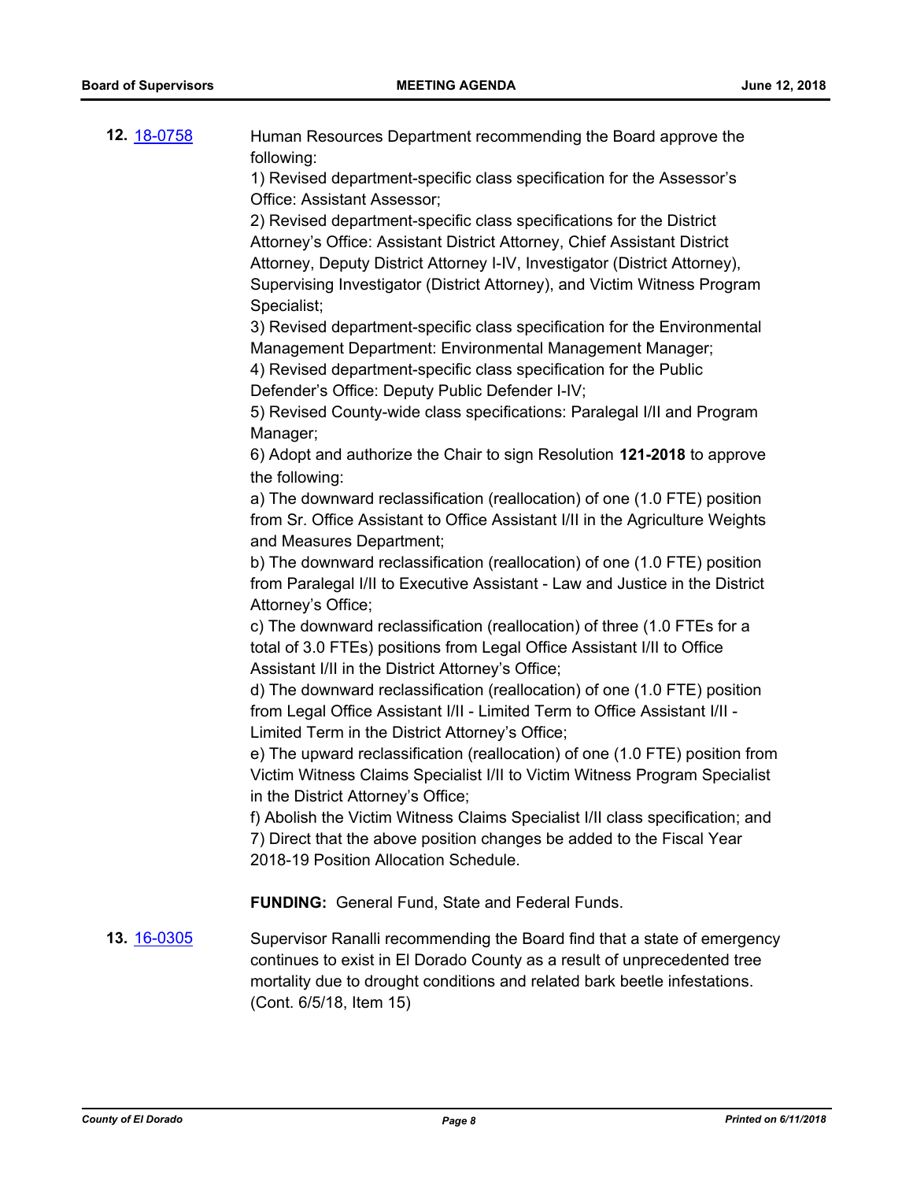**12.** 18-0758

Human Resources Department recommending the Board approve the following:

1) Revised department-specific class specification for the Assessor's Office: Assistant Assessor;

2) Revised department-specific class specifications for the District Attorney's Office: Assistant District Attorney, Chief Assistant District Attorney, Deputy District Attorney I-IV, Investigator (District Attorney), Supervising Investigator (District Attorney), and Victim Witness Program Specialist;

3) Revised department-specific class specification for the Environmental Management Department: Environmental Management Manager;

4) Revised department-specific class specification for the Public Defender's Office: Deputy Public Defender I-IV;

5) Revised County-wide class specifications: Paralegal I/II and Program Manager;

6) Adopt and authorize the Chair to sign Resolution **121-2018** to approve the following:

a) The downward reclassification (reallocation) of one (1.0 FTE) position from Sr. Office Assistant to Office Assistant I/II in the Agriculture Weights and Measures Department;

b) The downward reclassification (reallocation) of one (1.0 FTE) position from Paralegal I/II to Executive Assistant - Law and Justice in the District Attorney's Office;

c) The downward reclassification (reallocation) of three (1.0 FTEs for a total of 3.0 FTEs) positions from Legal Office Assistant I/II to Office Assistant I/II in the District Attorney's Office;

d) The downward reclassification (reallocation) of one (1.0 FTE) position from Legal Office Assistant I/II - Limited Term to Office Assistant I/II - Limited Term in the District Attorney's Office;

e) The upward reclassification (reallocation) of one (1.0 FTE) position from Victim Witness Claims Specialist I/II to Victim Witness Program Specialist in the District Attorney's Office;

f) Abolish the Victim Witness Claims Specialist I/II class specification; and

7) Direct that the above position changes be added to the Fiscal Year 2018-19 Position Allocation Schedule.

**FUNDING:** General Fund, State and Federal Funds.

**13.** 16-0305

Supervisor Ranalli recommending the Board find that a state of emergency continues to exist in El Dorado County as a result of unprecedented tree mortality due to drought conditions and related bark beetle infestations. (Cont. 6/5/18, Item 15)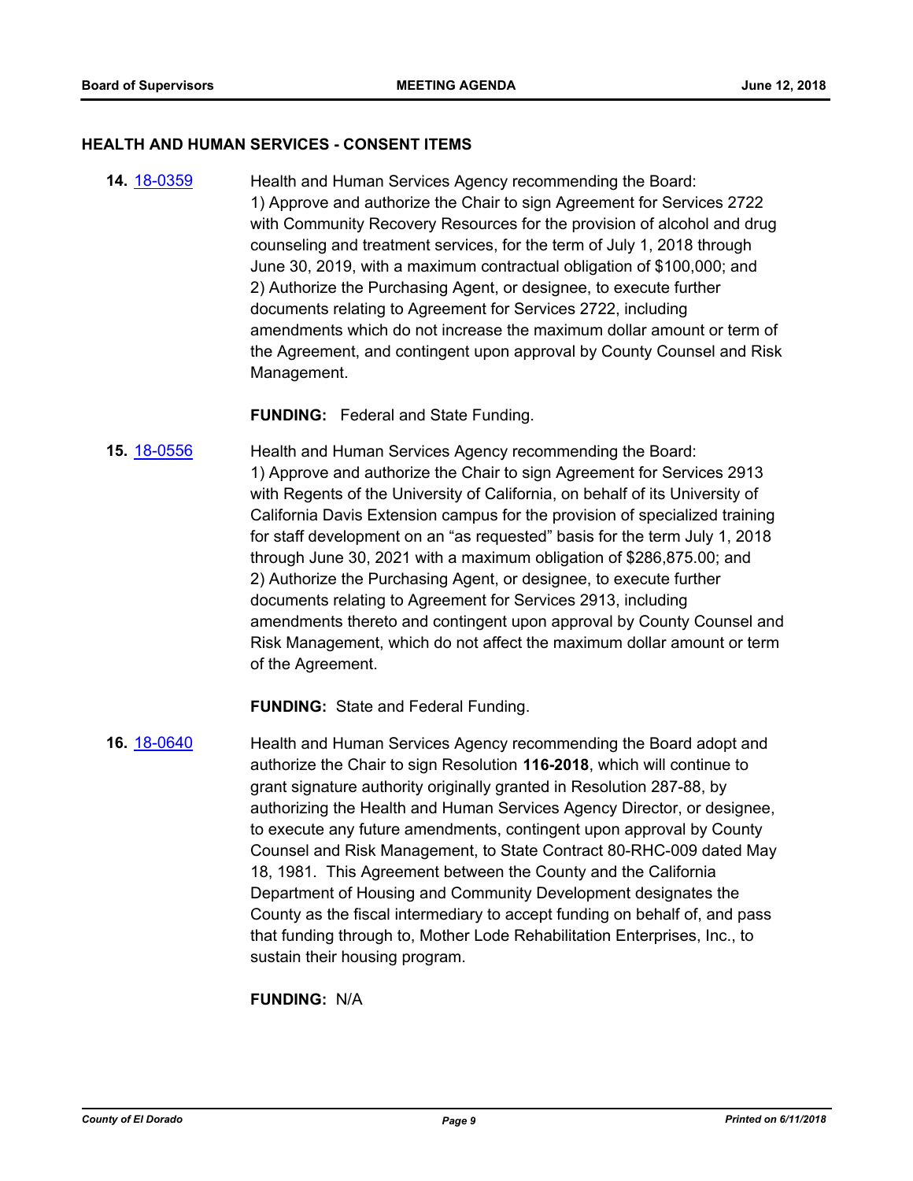### HEALTH AND HUMAN SERVICES - CONSENT ITEMS

**14.** 18-0359

Health and Human Services Agency recommending the Board:
1) Approve and authorize the Chair to sign Agreement for Services 2722 with Community Recovery Resources for the provision of alcohol and drug counseling and treatment services, for the term of July 1, 2018 through June 30, 2019, with a maximum contractual obligation of $100,000; and
2) Authorize the Purchasing Agent, or designee, to execute further documents relating to Agreement for Services 2722, including amendments which do not increase the maximum dollar amount or term of the Agreement, and contingent upon approval by County Counsel and Risk Management.

**FUNDING:** Federal and State Funding.

**15.** 18-0556

Health and Human Services Agency recommending the Board:
1) Approve and authorize the Chair to sign Agreement for Services 2913 with Regents of the University of California, on behalf of its University of California Davis Extension campus for the provision of specialized training for staff development on an "as requested" basis for the term July 1, 2018 through June 30, 2021 with a maximum obligation of $286,875.00; and
2) Authorize the Purchasing Agent, or designee, to execute further documents relating to Agreement for Services 2913, including amendments thereto and contingent upon approval by County Counsel and Risk Management, which do not affect the maximum dollar amount or term of the Agreement.

**FUNDING:** State and Federal Funding.

**16.** 18-0640

Health and Human Services Agency recommending the Board adopt and authorize the Chair to sign Resolution **116-2018**, which will continue to grant signature authority originally granted in Resolution 287-88, by authorizing the Health and Human Services Agency Director, or designee, to execute any future amendments, contingent upon approval by County Counsel and Risk Management, to State Contract 80-RHC-009 dated May 18, 1981. This Agreement between the County and the California Department of Housing and Community Development designates the County as the fiscal intermediary to accept funding on behalf of, and pass that funding through to, Mother Lode Rehabilitation Enterprises, Inc., to sustain their housing program.

**FUNDING:** N/A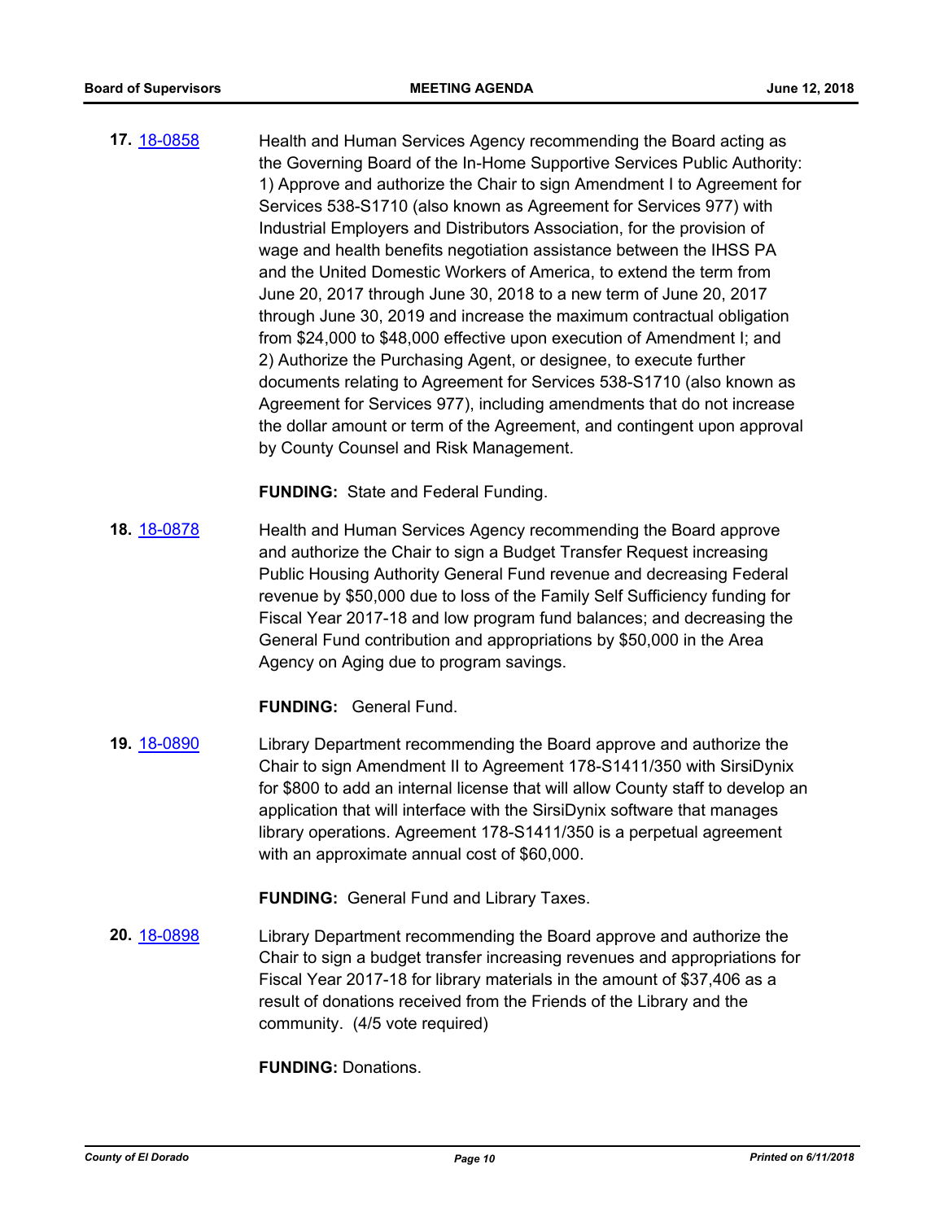**17.** 18-0858 Health and Human Services Agency recommending the Board acting as the Governing Board of the In-Home Supportive Services Public Authority: 1) Approve and authorize the Chair to sign Amendment I to Agreement for Services 538-S1710 (also known as Agreement for Services 977) with Industrial Employers and Distributors Association, for the provision of wage and health benefits negotiation assistance between the IHSS PA and the United Domestic Workers of America, to extend the term from June 20, 2017 through June 30, 2018 to a new term of June 20, 2017 through June 30, 2019 and increase the maximum contractual obligation from $24,000 to $48,000 effective upon execution of Amendment I; and 2) Authorize the Purchasing Agent, or designee, to execute further documents relating to Agreement for Services 538-S1710 (also known as Agreement for Services 977), including amendments that do not increase the dollar amount or term of the Agreement, and contingent upon approval by County Counsel and Risk Management.

**FUNDING:** State and Federal Funding.

**18.** 18-0878 Health and Human Services Agency recommending the Board approve and authorize the Chair to sign a Budget Transfer Request increasing Public Housing Authority General Fund revenue and decreasing Federal revenue by $50,000 due to loss of the Family Self Sufficiency funding for Fiscal Year 2017-18 and low program fund balances; and decreasing the General Fund contribution and appropriations by $50,000 in the Area Agency on Aging due to program savings.

**FUNDING:** General Fund.

**19.** 18-0890 Library Department recommending the Board approve and authorize the Chair to sign Amendment II to Agreement 178-S1411/350 with SirsiDynix for $800 to add an internal license that will allow County staff to develop an application that will interface with the SirsiDynix software that manages library operations. Agreement 178-S1411/350 is a perpetual agreement with an approximate annual cost of $60,000.

**FUNDING:** General Fund and Library Taxes.

**20.** 18-0898 Library Department recommending the Board approve and authorize the Chair to sign a budget transfer increasing revenues and appropriations for Fiscal Year 2017-18 for library materials in the amount of $37,406 as a result of donations received from the Friends of the Library and the community. (4/5 vote required)

**FUNDING:** Donations.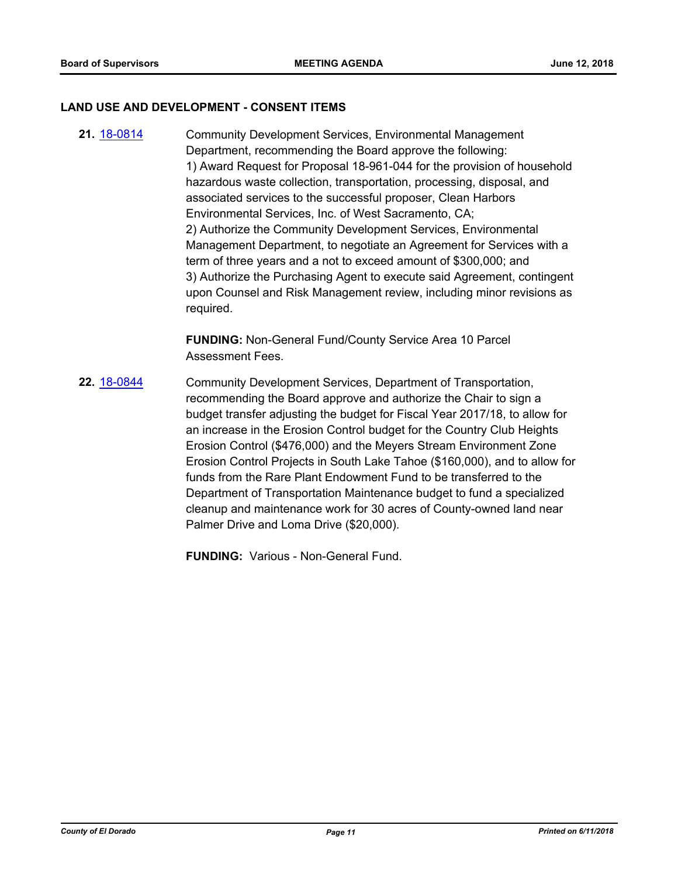## LAND USE AND DEVELOPMENT - CONSENT ITEMS

**21.** 18-0814 Community Development Services, Environmental Management Department, recommending the Board approve the following:
1) Award Request for Proposal 18-961-044 for the provision of household hazardous waste collection, transportation, processing, disposal, and associated services to the successful proposer, Clean Harbors Environmental Services, Inc. of West Sacramento, CA;
2) Authorize the Community Development Services, Environmental Management Department, to negotiate an Agreement for Services with a term of three years and a not to exceed amount of $300,000; and
3) Authorize the Purchasing Agent to execute said Agreement, contingent upon Counsel and Risk Management review, including minor revisions as required.

**FUNDING:** Non-General Fund/County Service Area 10 Parcel Assessment Fees.

**22.** 18-0844 Community Development Services, Department of Transportation, recommending the Board approve and authorize the Chair to sign a budget transfer adjusting the budget for Fiscal Year 2017/18, to allow for an increase in the Erosion Control budget for the Country Club Heights Erosion Control ($476,000) and the Meyers Stream Environment Zone Erosion Control Projects in South Lake Tahoe ($160,000), and to allow for funds from the Rare Plant Endowment Fund to be transferred to the Department of Transportation Maintenance budget to fund a specialized cleanup and maintenance work for 30 acres of County-owned land near Palmer Drive and Loma Drive ($20,000).

**FUNDING:** Various - Non-General Fund.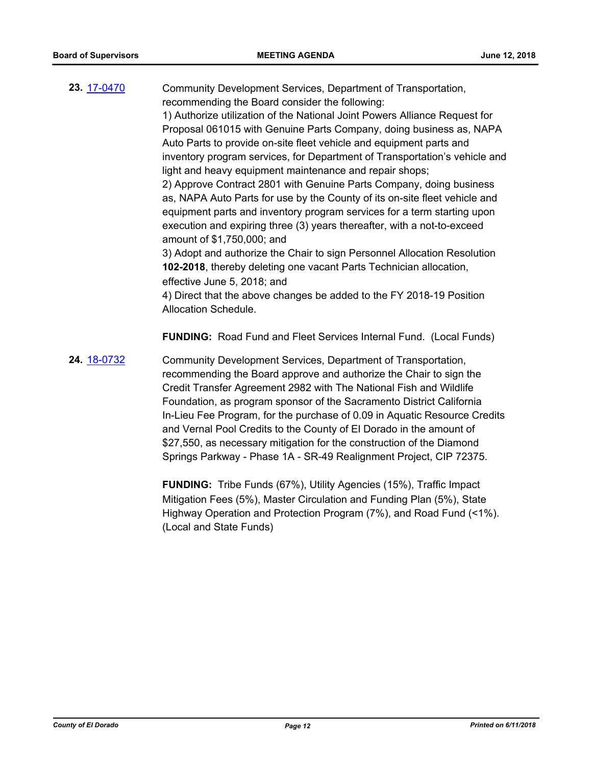**23.** 17-0470

Community Development Services, Department of Transportation, recommending the Board consider the following:
1) Authorize utilization of the National Joint Powers Alliance Request for Proposal 061015 with Genuine Parts Company, doing business as, NAPA Auto Parts to provide on-site fleet vehicle and equipment parts and inventory program services, for Department of Transportation's vehicle and light and heavy equipment maintenance and repair shops;
2) Approve Contract 2801 with Genuine Parts Company, doing business as, NAPA Auto Parts for use by the County of its on-site fleet vehicle and equipment parts and inventory program services for a term starting upon execution and expiring three (3) years thereafter, with a not-to-exceed amount of $1,750,000; and
3) Adopt and authorize the Chair to sign Personnel Allocation Resolution **102-2018**, thereby deleting one vacant Parts Technician allocation, effective June 5, 2018; and
4) Direct that the above changes be added to the FY 2018-19 Position Allocation Schedule.

**FUNDING:** Road Fund and Fleet Services Internal Fund. (Local Funds)

**24.** 18-0732

Community Development Services, Department of Transportation, recommending the Board approve and authorize the Chair to sign the Credit Transfer Agreement 2982 with The National Fish and Wildlife Foundation, as program sponsor of the Sacramento District California In-Lieu Fee Program, for the purchase of 0.09 in Aquatic Resource Credits and Vernal Pool Credits to the County of El Dorado in the amount of $27,550, as necessary mitigation for the construction of the Diamond Springs Parkway - Phase 1A - SR-49 Realignment Project, CIP 72375.

**FUNDING:** Tribe Funds (67%), Utility Agencies (15%), Traffic Impact Mitigation Fees (5%), Master Circulation and Funding Plan (5%), State Highway Operation and Protection Program (7%), and Road Fund (<1%). (Local and State Funds)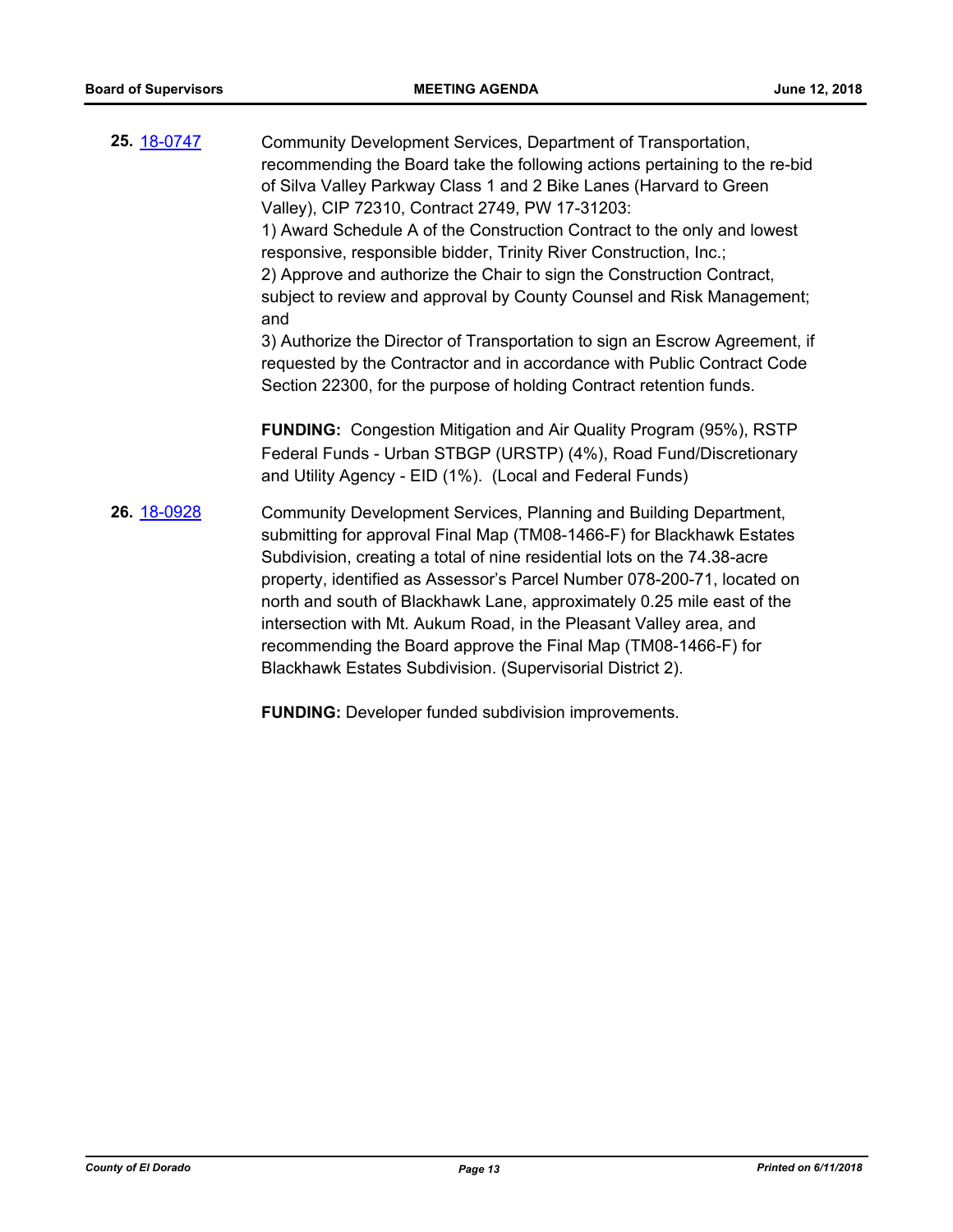**25.** 18-0747

Community Development Services, Department of Transportation, recommending the Board take the following actions pertaining to the re-bid of Silva Valley Parkway Class 1 and 2 Bike Lanes (Harvard to Green Valley), CIP 72310, Contract 2749, PW 17-31203:

1) Award Schedule A of the Construction Contract to the only and lowest responsive, responsible bidder, Trinity River Construction, Inc.;

2) Approve and authorize the Chair to sign the Construction Contract, subject to review and approval by County Counsel and Risk Management; and

3) Authorize the Director of Transportation to sign an Escrow Agreement, if requested by the Contractor and in accordance with Public Contract Code Section 22300, for the purpose of holding Contract retention funds.

**FUNDING:** Congestion Mitigation and Air Quality Program (95%), RSTP Federal Funds - Urban STBGP (URSTP) (4%), Road Fund/Discretionary and Utility Agency - EID (1%). (Local and Federal Funds)

**26.** 18-0928

Community Development Services, Planning and Building Department, submitting for approval Final Map (TM08-1466-F) for Blackhawk Estates Subdivision, creating a total of nine residential lots on the 74.38-acre property, identified as Assessor's Parcel Number 078-200-71, located on north and south of Blackhawk Lane, approximately 0.25 mile east of the intersection with Mt. Aukum Road, in the Pleasant Valley area, and recommending the Board approve the Final Map (TM08-1466-F) for Blackhawk Estates Subdivision. (Supervisorial District 2).

**FUNDING:** Developer funded subdivision improvements.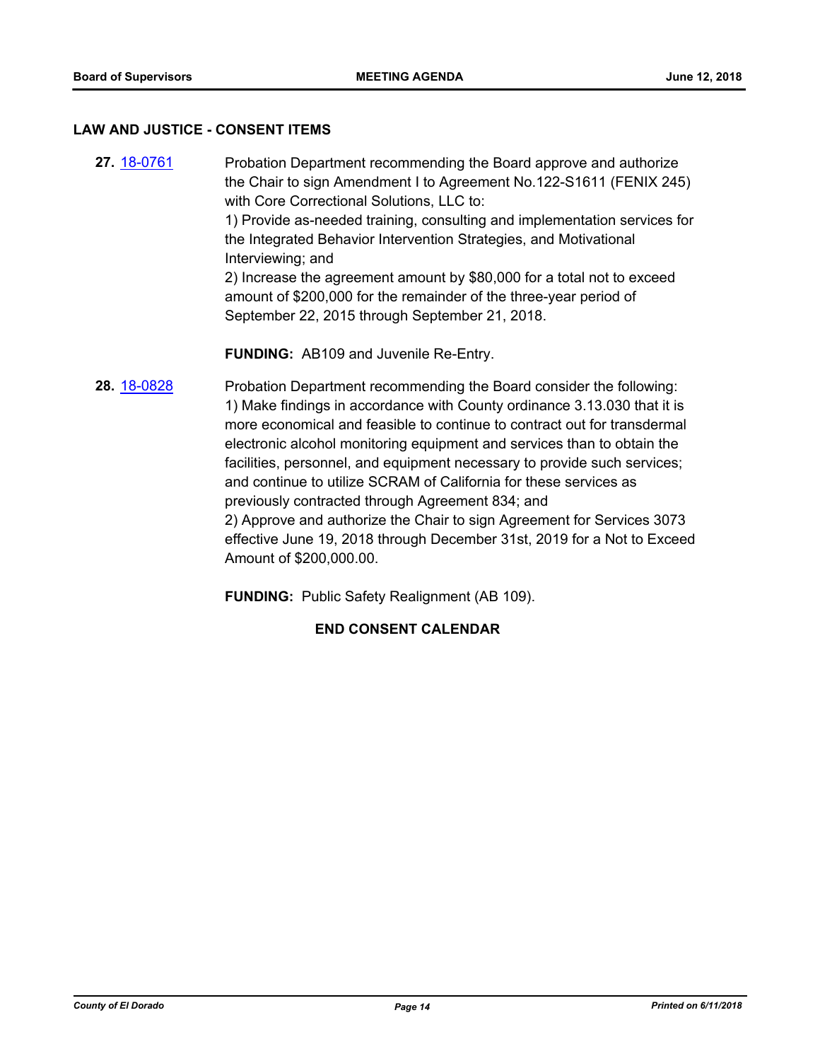## LAW AND JUSTICE - CONSENT ITEMS

**27.** 18-0761 Probation Department recommending the Board approve and authorize the Chair to sign Amendment I to Agreement No.122-S1611 (FENIX 245) with Core Correctional Solutions, LLC to:
1) Provide as-needed training, consulting and implementation services for the Integrated Behavior Intervention Strategies, and Motivational Interviewing; and
2) Increase the agreement amount by $80,000 for a total not to exceed amount of $200,000 for the remainder of the three-year period of September 22, 2015 through September 21, 2018.

**FUNDING:** AB109 and Juvenile Re-Entry.

**28.** 18-0828 Probation Department recommending the Board consider the following:
1) Make findings in accordance with County ordinance 3.13.030 that it is more economical and feasible to continue to contract out for transdermal electronic alcohol monitoring equipment and services than to obtain the facilities, personnel, and equipment necessary to provide such services; and continue to utilize SCRAM of California for these services as previously contracted through Agreement 834; and
2) Approve and authorize the Chair to sign Agreement for Services 3073 effective June 19, 2018 through December 31st, 2019 for a Not to Exceed Amount of $200,000.00.

**FUNDING:** Public Safety Realignment (AB 109).

**END CONSENT CALENDAR**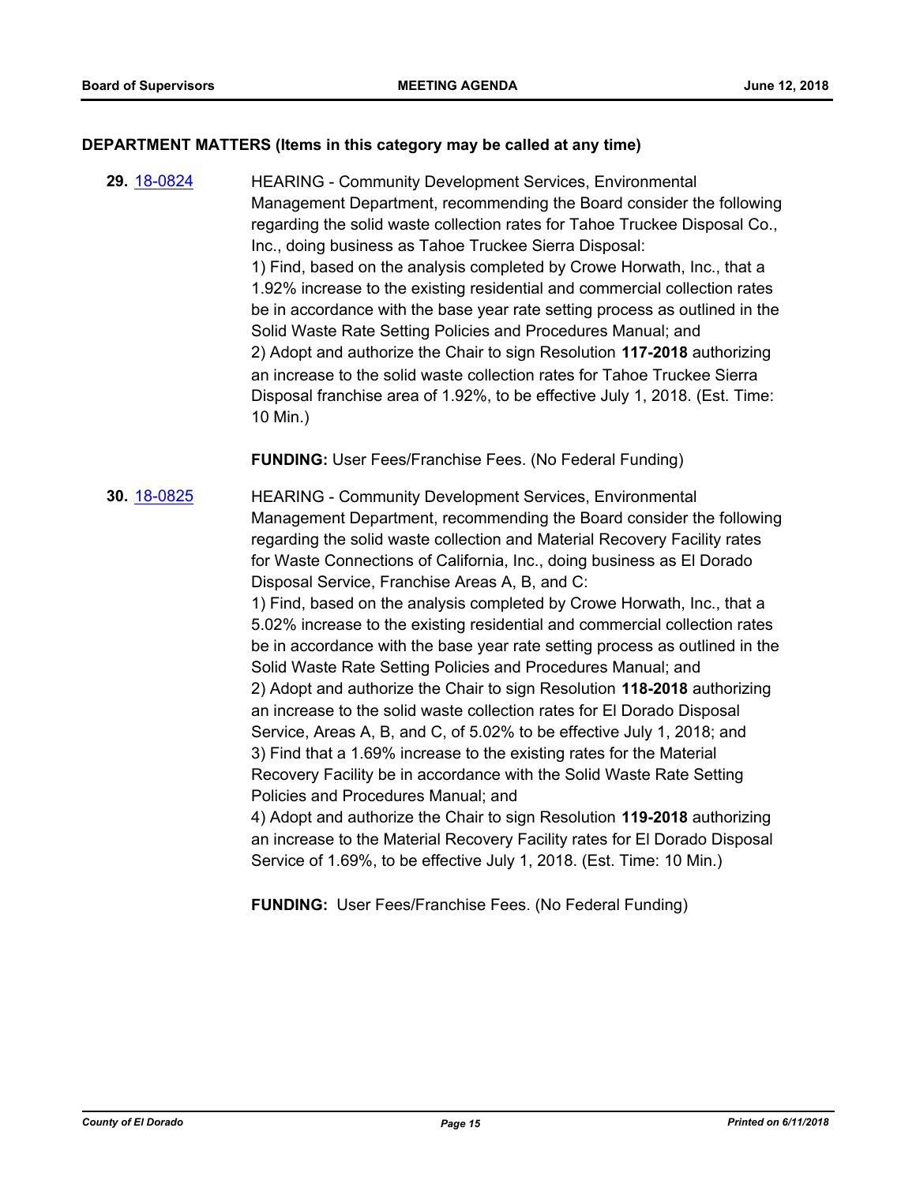## DEPARTMENT MATTERS (Items in this category may be called at any time)

**29.** 18-0824 HEARING - Community Development Services, Environmental Management Department, recommending the Board consider the following regarding the solid waste collection rates for Tahoe Truckee Disposal Co., Inc., doing business as Tahoe Truckee Sierra Disposal:
1) Find, based on the analysis completed by Crowe Horwath, Inc., that a 1.92% increase to the existing residential and commercial collection rates be in accordance with the base year rate setting process as outlined in the Solid Waste Rate Setting Policies and Procedures Manual; and
2) Adopt and authorize the Chair to sign Resolution **117-2018** authorizing an increase to the solid waste collection rates for Tahoe Truckee Sierra Disposal franchise area of 1.92%, to be effective July 1, 2018. (Est. Time: 10 Min.)

**FUNDING:** User Fees/Franchise Fees. (No Federal Funding)

**30.** 18-0825 HEARING - Community Development Services, Environmental Management Department, recommending the Board consider the following regarding the solid waste collection and Material Recovery Facility rates for Waste Connections of California, Inc., doing business as El Dorado Disposal Service, Franchise Areas A, B, and C:
1) Find, based on the analysis completed by Crowe Horwath, Inc., that a 5.02% increase to the existing residential and commercial collection rates be in accordance with the base year rate setting process as outlined in the Solid Waste Rate Setting Policies and Procedures Manual; and
2) Adopt and authorize the Chair to sign Resolution **118-2018** authorizing an increase to the solid waste collection rates for El Dorado Disposal Service, Areas A, B, and C, of 5.02% to be effective July 1, 2018; and
3) Find that a 1.69% increase to the existing rates for the Material Recovery Facility be in accordance with the Solid Waste Rate Setting Policies and Procedures Manual; and
4) Adopt and authorize the Chair to sign Resolution **119-2018** authorizing an increase to the Material Recovery Facility rates for El Dorado Disposal Service of 1.69%, to be effective July 1, 2018. (Est. Time: 10 Min.)

**FUNDING:** User Fees/Franchise Fees. (No Federal Funding)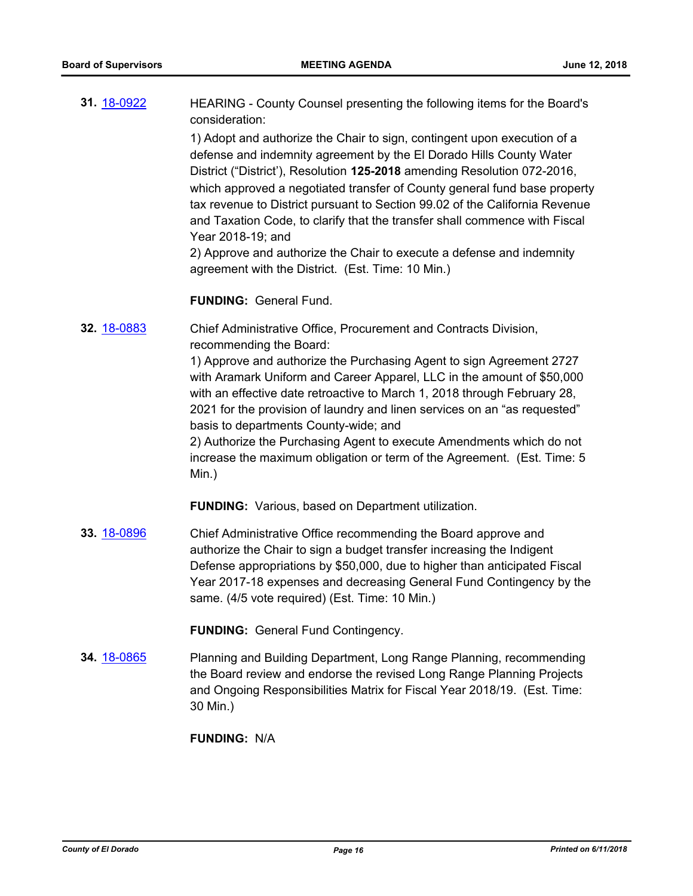**31.** 18-0922

HEARING - County Counsel presenting the following items for the Board's consideration:

1) Adopt and authorize the Chair to sign, contingent upon execution of a defense and indemnity agreement by the El Dorado Hills County Water District ("District'), Resolution **125-2018** amending Resolution 072-2016, which approved a negotiated transfer of County general fund base property tax revenue to District pursuant to Section 99.02 of the California Revenue and Taxation Code, to clarify that the transfer shall commence with Fiscal Year 2018-19; and

2) Approve and authorize the Chair to execute a defense and indemnity agreement with the District. (Est. Time: 10 Min.)

**FUNDING:** General Fund.

**32.** 18-0883

Chief Administrative Office, Procurement and Contracts Division, recommending the Board:

1) Approve and authorize the Purchasing Agent to sign Agreement 2727 with Aramark Uniform and Career Apparel, LLC in the amount of $50,000 with an effective date retroactive to March 1, 2018 through February 28, 2021 for the provision of laundry and linen services on an "as requested" basis to departments County-wide; and

2) Authorize the Purchasing Agent to execute Amendments which do not increase the maximum obligation or term of the Agreement. (Est. Time: 5 Min.)

**FUNDING:** Various, based on Department utilization.

**33.** 18-0896

Chief Administrative Office recommending the Board approve and authorize the Chair to sign a budget transfer increasing the Indigent Defense appropriations by $50,000, due to higher than anticipated Fiscal Year 2017-18 expenses and decreasing General Fund Contingency by the same. (4/5 vote required) (Est. Time: 10 Min.)

**FUNDING:** General Fund Contingency.

**34.** 18-0865

Planning and Building Department, Long Range Planning, recommending the Board review and endorse the revised Long Range Planning Projects and Ongoing Responsibilities Matrix for Fiscal Year 2018/19. (Est. Time: 30 Min.)

**FUNDING:** N/A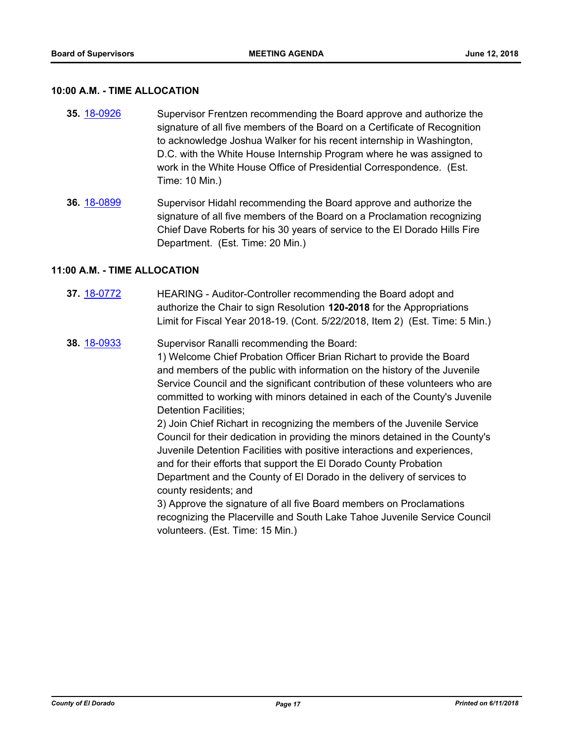### 10:00 A.M. - TIME ALLOCATION

**35.** 18-0926 Supervisor Frentzen recommending the Board approve and authorize the signature of all five members of the Board on a Certificate of Recognition to acknowledge Joshua Walker for his recent internship in Washington, D.C. with the White House Internship Program where he was assigned to work in the White House Office of Presidential Correspondence. (Est. Time: 10 Min.)

**36.** 18-0899 Supervisor Hidahl recommending the Board approve and authorize the signature of all five members of the Board on a Proclamation recognizing Chief Dave Roberts for his 30 years of service to the El Dorado Hills Fire Department. (Est. Time: 20 Min.)

### 11:00 A.M. - TIME ALLOCATION

**37.** 18-0772 HEARING - Auditor-Controller recommending the Board adopt and authorize the Chair to sign Resolution **120-2018** for the Appropriations Limit for Fiscal Year 2018-19. (Cont. 5/22/2018, Item 2) (Est. Time: 5 Min.)

**38.** 18-0933 Supervisor Ranalli recommending the Board:
1) Welcome Chief Probation Officer Brian Richart to provide the Board and members of the public with information on the history of the Juvenile Service Council and the significant contribution of these volunteers who are committed to working with minors detained in each of the County's Juvenile Detention Facilities;
2) Join Chief Richart in recognizing the members of the Juvenile Service Council for their dedication in providing the minors detained in the County's Juvenile Detention Facilities with positive interactions and experiences, and for their efforts that support the El Dorado County Probation Department and the County of El Dorado in the delivery of services to county residents; and
3) Approve the signature of all five Board members on Proclamations recognizing the Placerville and South Lake Tahoe Juvenile Service Council volunteers. (Est. Time: 15 Min.)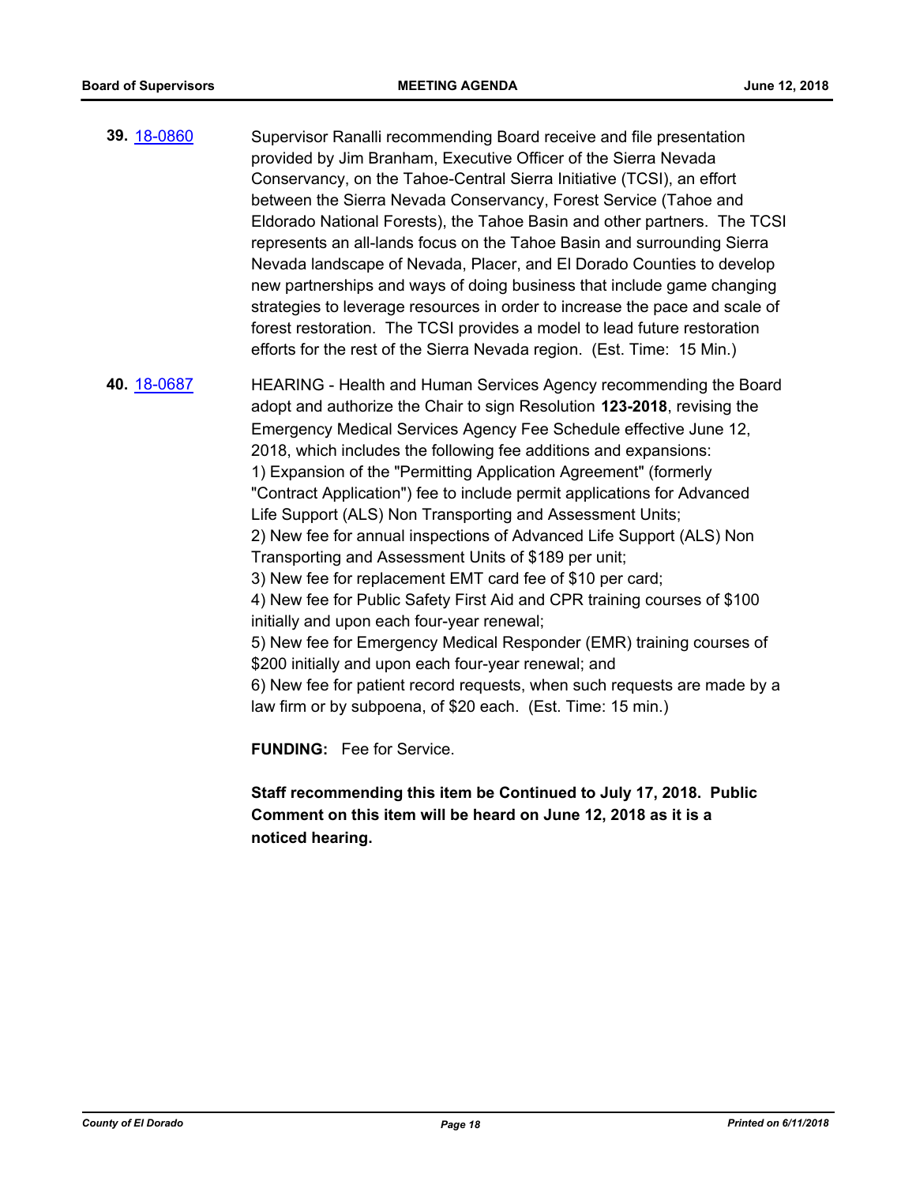**39.** 18-0860

Supervisor Ranalli recommending Board receive and file presentation provided by Jim Branham, Executive Officer of the Sierra Nevada Conservancy, on the Tahoe-Central Sierra Initiative (TCSI), an effort between the Sierra Nevada Conservancy, Forest Service (Tahoe and Eldorado National Forests), the Tahoe Basin and other partners. The TCSI represents an all-lands focus on the Tahoe Basin and surrounding Sierra Nevada landscape of Nevada, Placer, and El Dorado Counties to develop new partnerships and ways of doing business that include game changing strategies to leverage resources in order to increase the pace and scale of forest restoration. The TCSI provides a model to lead future restoration efforts for the rest of the Sierra Nevada region. (Est. Time: 15 Min.)

**40.** 18-0687

HEARING - Health and Human Services Agency recommending the Board adopt and authorize the Chair to sign Resolution **123-2018**, revising the Emergency Medical Services Agency Fee Schedule effective June 12, 2018, which includes the following fee additions and expansions:
1) Expansion of the "Permitting Application Agreement" (formerly "Contract Application") fee to include permit applications for Advanced Life Support (ALS) Non Transporting and Assessment Units;
2) New fee for annual inspections of Advanced Life Support (ALS) Non Transporting and Assessment Units of $189 per unit;
3) New fee for replacement EMT card fee of $10 per card;
4) New fee for Public Safety First Aid and CPR training courses of $100 initially and upon each four-year renewal;
5) New fee for Emergency Medical Responder (EMR) training courses of $200 initially and upon each four-year renewal; and
6) New fee for patient record requests, when such requests are made by a law firm or by subpoena, of $20 each. (Est. Time: 15 min.)

**FUNDING:** Fee for Service.

**Staff recommending this item be Continued to July 17, 2018. Public Comment on this item will be heard on June 12, 2018 as it is a noticed hearing.**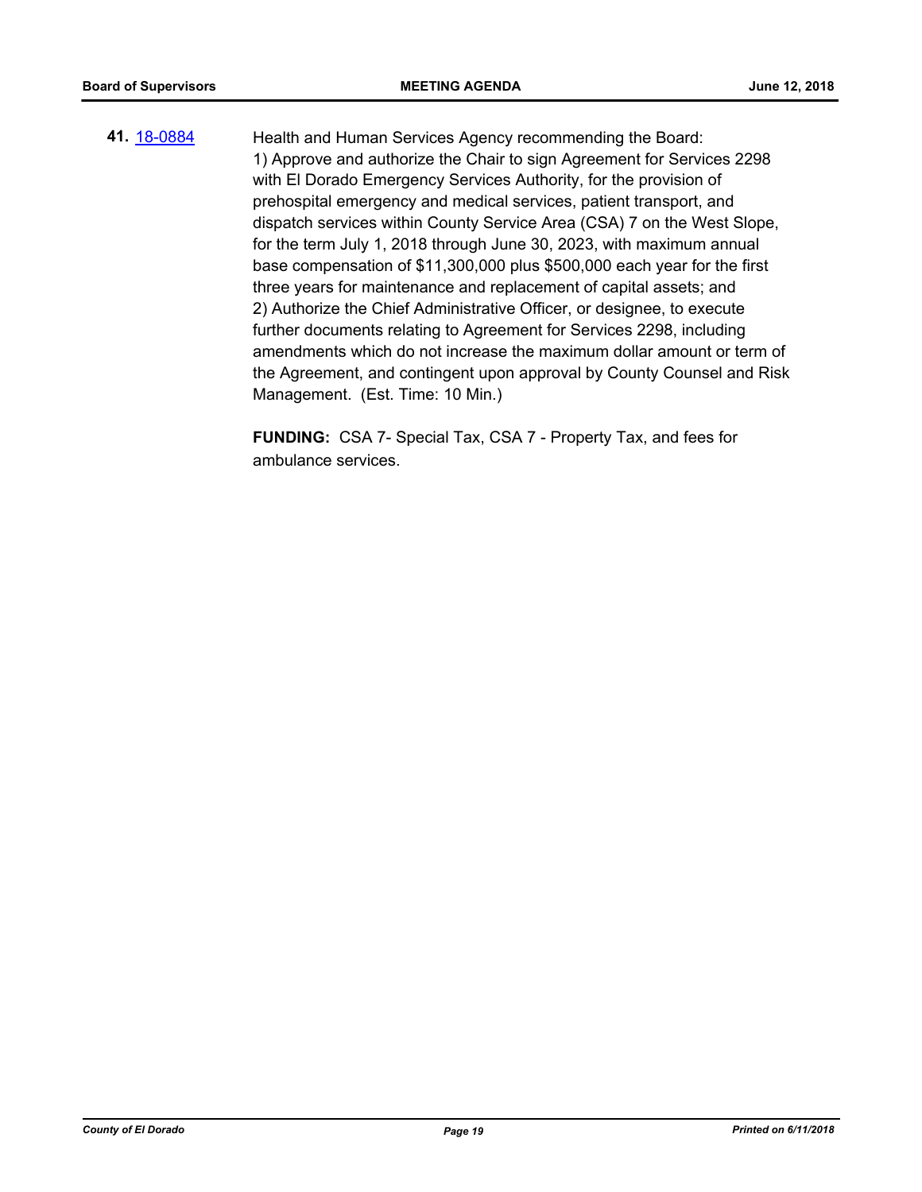**41.** [18-0884](18-0884) Health and Human Services Agency recommending the Board:
1) Approve and authorize the Chair to sign Agreement for Services 2298 with El Dorado Emergency Services Authority, for the provision of prehospital emergency and medical services, patient transport, and dispatch services within County Service Area (CSA) 7 on the West Slope, for the term July 1, 2018 through June 30, 2023, with maximum annual base compensation of $11,300,000 plus $500,000 each year for the first three years for maintenance and replacement of capital assets; and
2) Authorize the Chief Administrative Officer, or designee, to execute further documents relating to Agreement for Services 2298, including amendments which do not increase the maximum dollar amount or term of the Agreement, and contingent upon approval by County Counsel and Risk Management. (Est. Time: 10 Min.)

**FUNDING:** CSA 7- Special Tax, CSA 7 - Property Tax, and fees for ambulance services.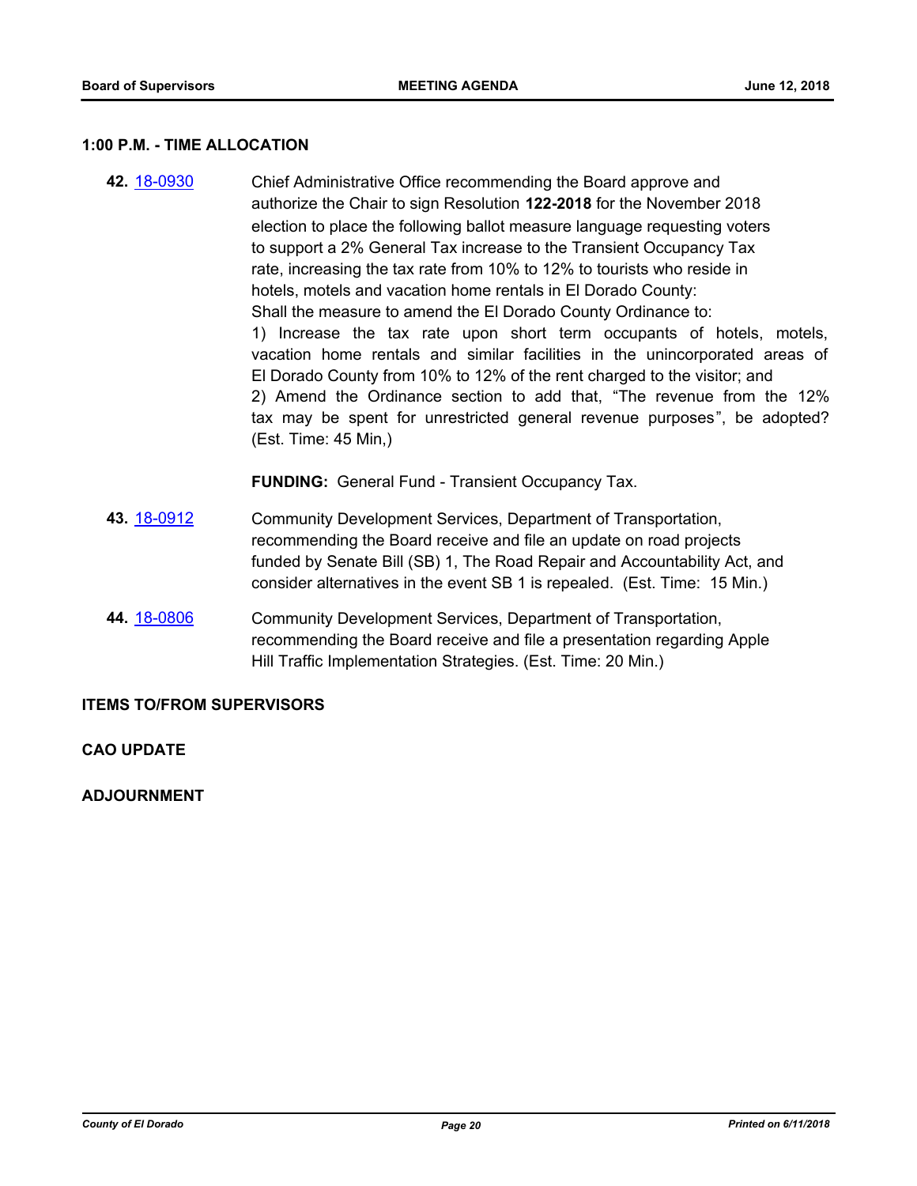### 1:00 P.M. - TIME ALLOCATION

**42.** 18-0930 Chief Administrative Office recommending the Board approve and authorize the Chair to sign Resolution **122-2018** for the November 2018 election to place the following ballot measure language requesting voters to support a 2% General Tax increase to the Transient Occupancy Tax rate, increasing the tax rate from 10% to 12% to tourists who reside in hotels, motels and vacation home rentals in El Dorado County:

Shall the measure to amend the El Dorado County Ordinance to:

1) Increase the tax rate upon short term occupants of hotels, motels, vacation home rentals and similar facilities in the unincorporated areas of El Dorado County from 10% to 12% of the rent charged to the visitor; and

2) Amend the Ordinance section to add that, "The revenue from the 12% tax may be spent for unrestricted general revenue purposes", be adopted? (Est. Time: 45 Min,)

**FUNDING:** General Fund - Transient Occupancy Tax.

**43.** 18-0912 Community Development Services, Department of Transportation, recommending the Board receive and file an update on road projects funded by Senate Bill (SB) 1, The Road Repair and Accountability Act, and consider alternatives in the event SB 1 is repealed. (Est. Time: 15 Min.)

**44.** 18-0806 Community Development Services, Department of Transportation, recommending the Board receive and file a presentation regarding Apple Hill Traffic Implementation Strategies. (Est. Time: 20 Min.)

### ITEMS TO/FROM SUPERVISORS

### CAO UPDATE

### ADJOURNMENT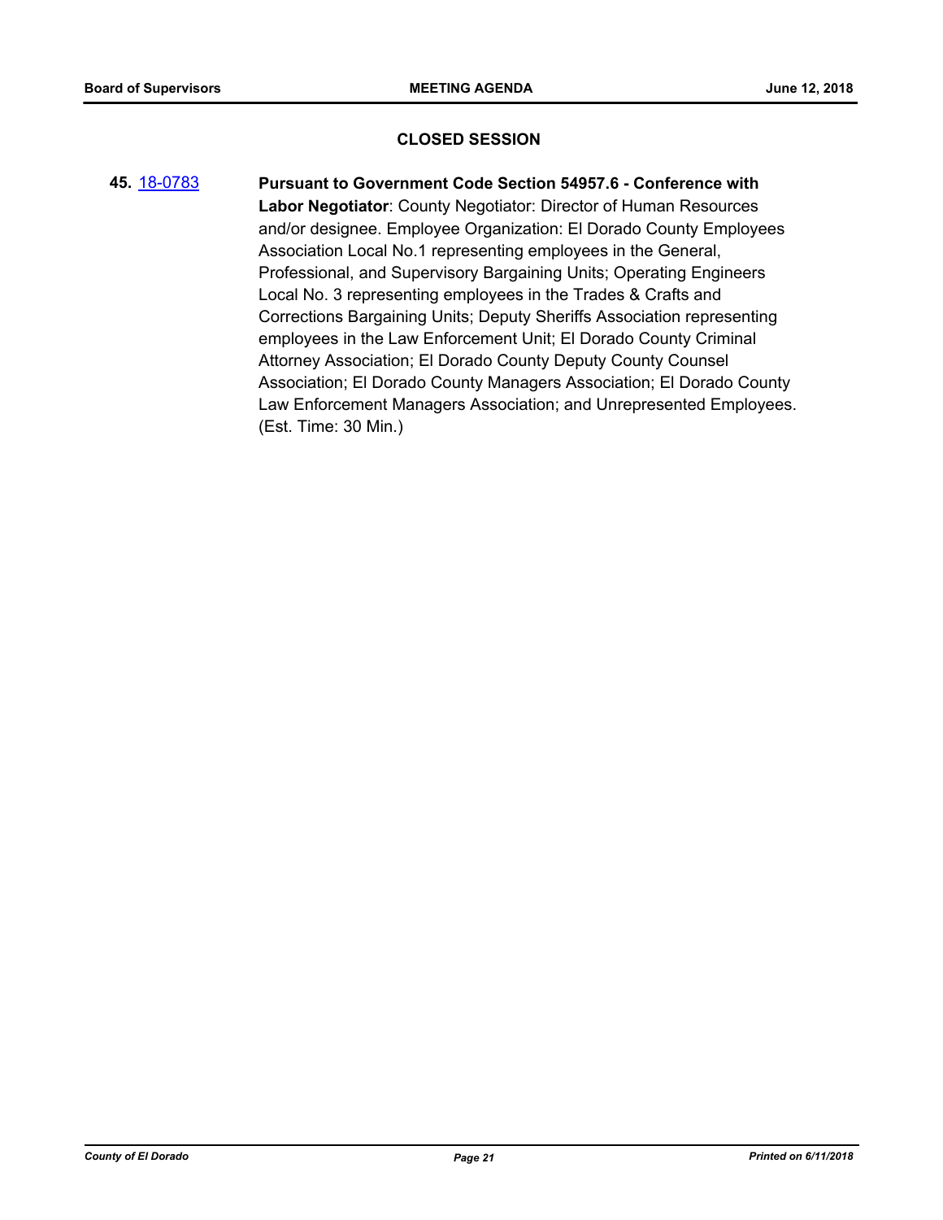## CLOSED SESSION

**45.** [18-0783] **Pursuant to Government Code Section 54957.6 - Conference with Labor Negotiator**: County Negotiator: Director of Human Resources and/or designee. Employee Organization: El Dorado County Employees Association Local No.1 representing employees in the General, Professional, and Supervisory Bargaining Units; Operating Engineers Local No. 3 representing employees in the Trades & Crafts and Corrections Bargaining Units; Deputy Sheriffs Association representing employees in the Law Enforcement Unit; El Dorado County Criminal Attorney Association; El Dorado County Deputy County Counsel Association; El Dorado County Managers Association; El Dorado County Law Enforcement Managers Association; and Unrepresented Employees. (Est. Time: 30 Min.)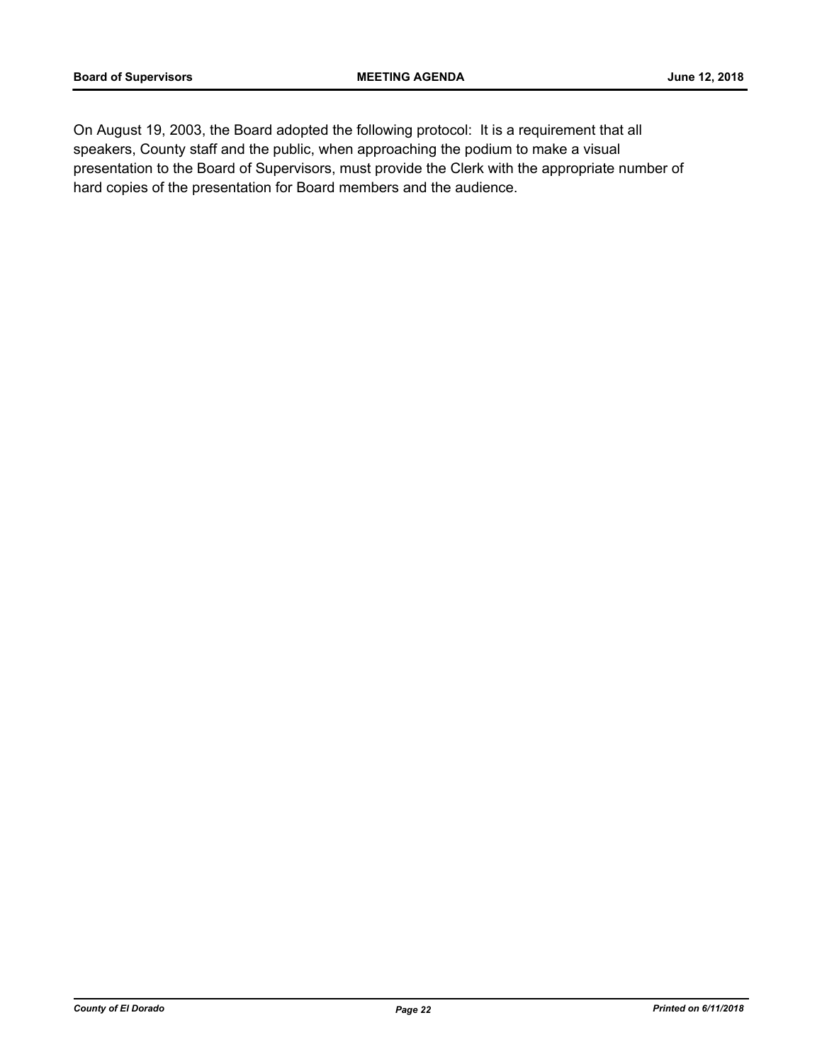On August 19, 2003, the Board adopted the following protocol: It is a requirement that all speakers, County staff and the public, when approaching the podium to make a visual presentation to the Board of Supervisors, must provide the Clerk with the appropriate number of hard copies of the presentation for Board members and the audience.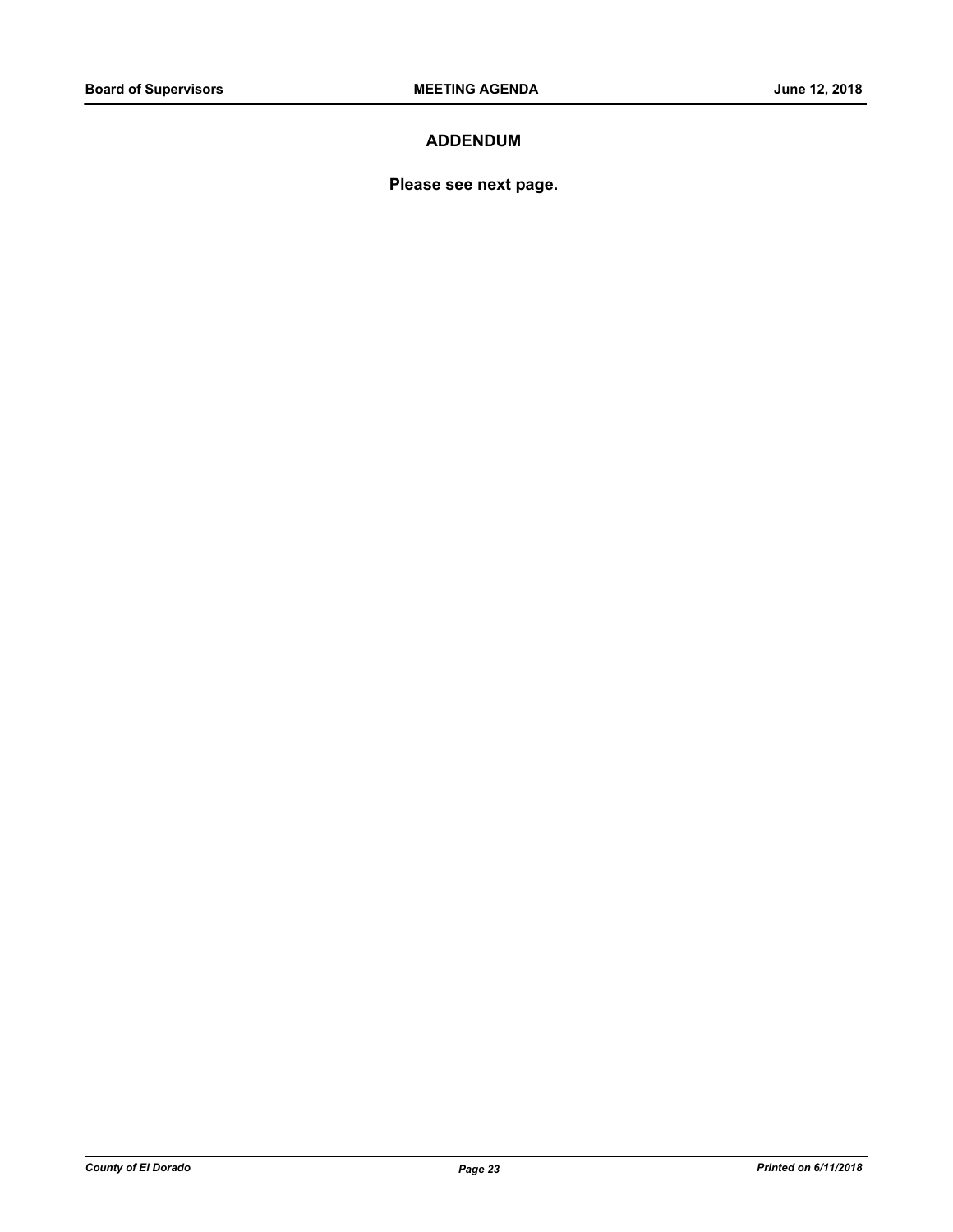## ADDENDUM

**Please see next page.**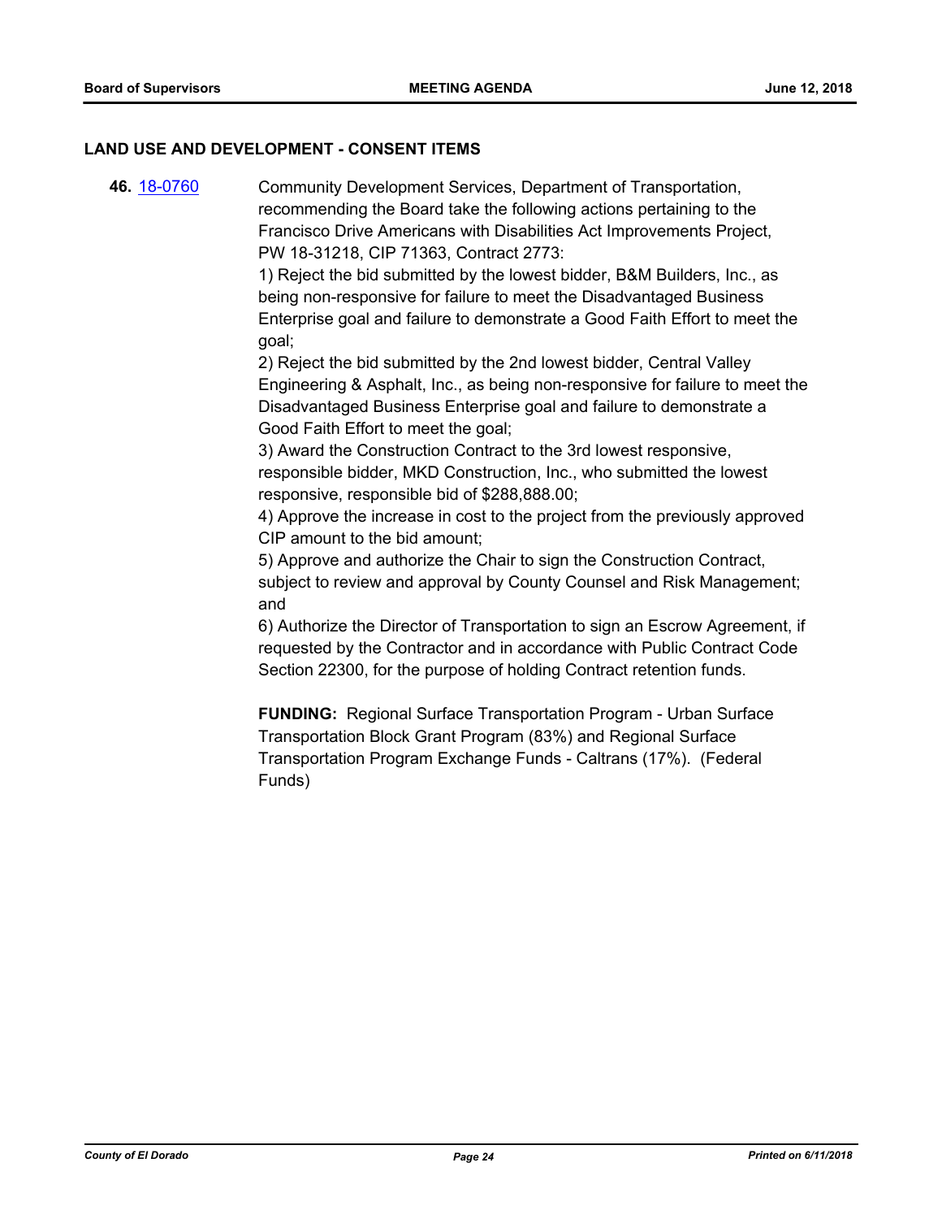## LAND USE AND DEVELOPMENT - CONSENT ITEMS

**46.** 18-0760 Community Development Services, Department of Transportation, recommending the Board take the following actions pertaining to the Francisco Drive Americans with Disabilities Act Improvements Project, PW 18-31218, CIP 71363, Contract 2773:

1) Reject the bid submitted by the lowest bidder, B&M Builders, Inc., as being non-responsive for failure to meet the Disadvantaged Business Enterprise goal and failure to demonstrate a Good Faith Effort to meet the goal;

2) Reject the bid submitted by the 2nd lowest bidder, Central Valley Engineering & Asphalt, Inc., as being non-responsive for failure to meet the Disadvantaged Business Enterprise goal and failure to demonstrate a Good Faith Effort to meet the goal;

3) Award the Construction Contract to the 3rd lowest responsive, responsible bidder, MKD Construction, Inc., who submitted the lowest responsive, responsible bid of $288,888.00;

4) Approve the increase in cost to the project from the previously approved CIP amount to the bid amount;

5) Approve and authorize the Chair to sign the Construction Contract, subject to review and approval by County Counsel and Risk Management; and

6) Authorize the Director of Transportation to sign an Escrow Agreement, if requested by the Contractor and in accordance with Public Contract Code Section 22300, for the purpose of holding Contract retention funds.

**FUNDING:** Regional Surface Transportation Program - Urban Surface Transportation Block Grant Program (83%) and Regional Surface Transportation Program Exchange Funds - Caltrans (17%). (Federal Funds)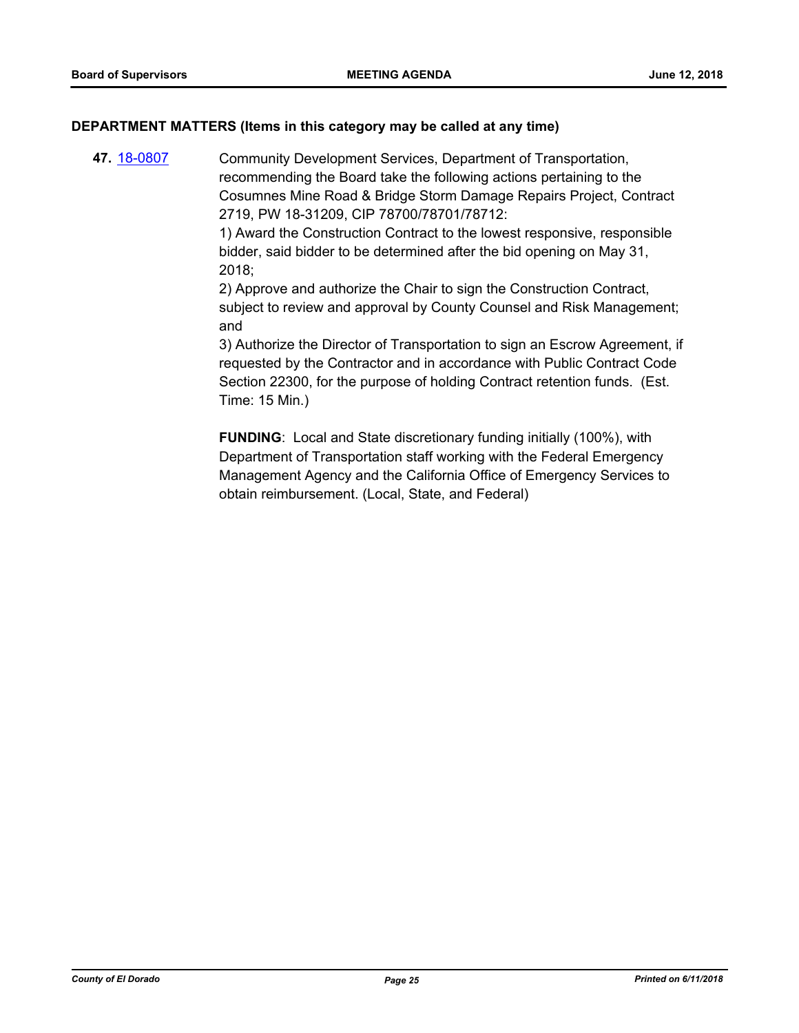## DEPARTMENT MATTERS (Items in this category may be called at any time)

**47.** [18-0807](18-0807) Community Development Services, Department of Transportation, recommending the Board take the following actions pertaining to the Cosumnes Mine Road & Bridge Storm Damage Repairs Project, Contract 2719, PW 18-31209, CIP 78700/78701/78712:

1) Award the Construction Contract to the lowest responsive, responsible bidder, said bidder to be determined after the bid opening on May 31, 2018;

2) Approve and authorize the Chair to sign the Construction Contract, subject to review and approval by County Counsel and Risk Management; and

3) Authorize the Director of Transportation to sign an Escrow Agreement, if requested by the Contractor and in accordance with Public Contract Code Section 22300, for the purpose of holding Contract retention funds. (Est. Time: 15 Min.)

**FUNDING**: Local and State discretionary funding initially (100%), with Department of Transportation staff working with the Federal Emergency Management Agency and the California Office of Emergency Services to obtain reimbursement. (Local, State, and Federal)